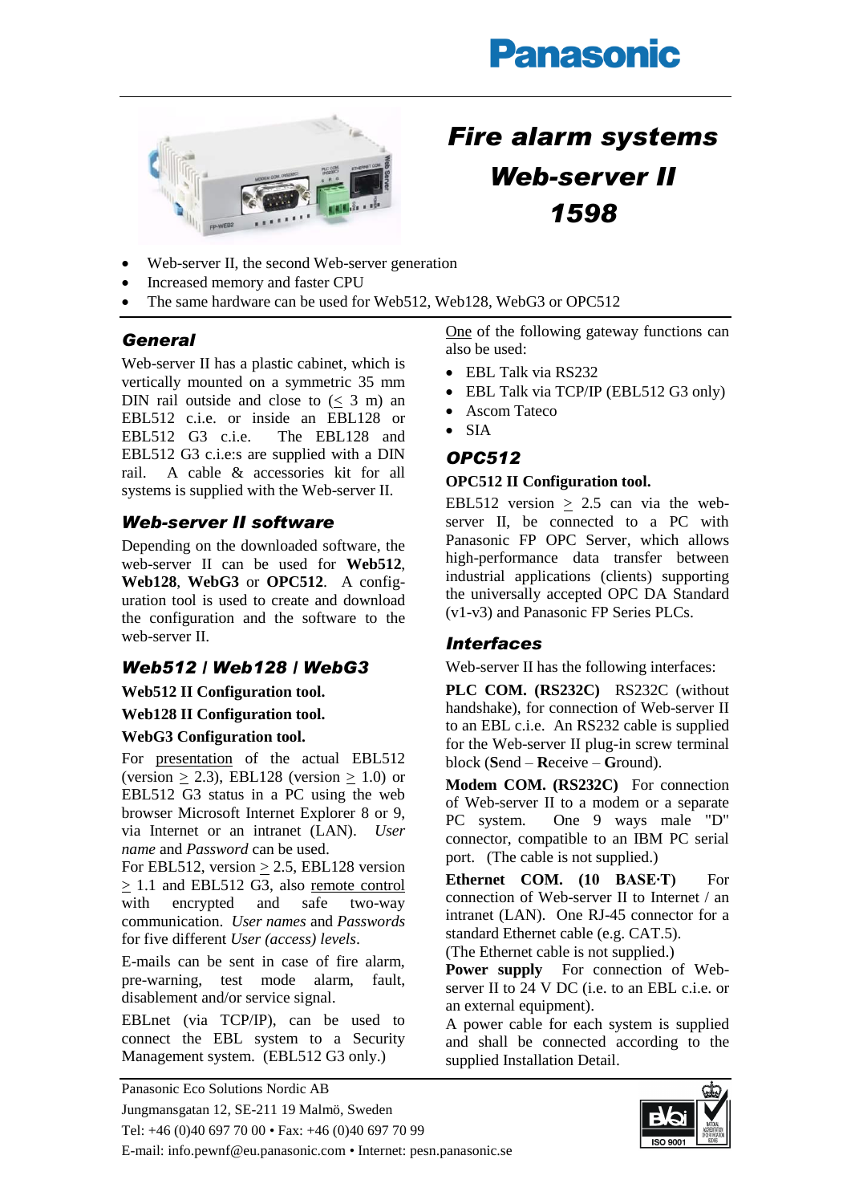Panasonic

# Fire alarm systems
# Web-server II
# 1598

- Web-server II, the second Web-server generation
- Increased memory and faster CPU
- The same hardware can be used for Web512, Web128, WebG3 or OPC512

## General

Web-server II has a plastic cabinet, which is vertically mounted on a symmetric 35 mm DIN rail outside and close to (≤ 3 m) an EBL512 c.i.e. or inside an EBL128 or EBL512 G3 c.i.e. The EBL128 and EBL512 G3 c.i.e:s are supplied with a DIN rail. A cable & accessories kit for all systems is supplied with the Web-server II.

## Web-server II software

Depending on the downloaded software, the web-server II can be used for **Web512**, **Web128**, **WebG3** or **OPC512**. A configuration tool is used to create and download the configuration and the software to the web-server II.

## Web512 / Web128 / WebG3

**Web512 II Configuration tool.**

**Web128 II Configuration tool.**

**WebG3 Configuration tool.**

For presentation of the actual EBL512 (version ≥ 2.3), EBL128 (version ≥ 1.0) or EBL512 G3 status in a PC using the web browser Microsoft Internet Explorer 8 or 9, via Internet or an intranet (LAN). *User name* and *Password* can be used.

For EBL512, version ≥ 2.5, EBL128 version ≥ 1.1 and EBL512 G3, also remote control with encrypted and safe two-way communication. *User names* and *Passwords* for five different *User (access) levels*.

E-mails can be sent in case of fire alarm, pre-warning, test mode alarm, fault, disablement and/or service signal.

EBLnet (via TCP/IP), can be used to connect the EBL system to a Security Management system. (EBL512 G3 only.)

One of the following gateway functions can also be used:

- EBL Talk via RS232
- EBL Talk via TCP/IP (EBL512 G3 only)
- Ascom Tateco
- SIA

## OPC512

**OPC512 II Configuration tool.**

EBL512 version ≥ 2.5 can via the web-server II, be connected to a PC with Panasonic FP OPC Server, which allows high-performance data transfer between industrial applications (clients) supporting the universally accepted OPC DA Standard (v1-v3) and Panasonic FP Series PLCs.

## Interfaces

Web-server II has the following interfaces:

**PLC COM. (RS232C)** RS232C (without handshake), for connection of Web-server II to an EBL c.i.e. An RS232 cable is supplied for the Web-server II plug-in screw terminal block (**S**end – **R**eceive – **G**round).

**Modem COM. (RS232C)** For connection of Web-server II to a modem or a separate PC system. One 9 ways male "D" connector, compatible to an IBM PC serial port. (The cable is not supplied.)

**Ethernet COM. (10 BASE·T)** For connection of Web-server II to Internet / an intranet (LAN). One RJ-45 connector for a standard Ethernet cable (e.g. CAT.5). (The Ethernet cable is not supplied.)

**Power supply** For connection of Web-server II to 24 V DC (i.e. to an EBL c.i.e. or an external equipment).

A power cable for each system is supplied and shall be connected according to the supplied Installation Detail.

Panasonic Eco Solutions Nordic AB
Jungmansgatan 12, SE-211 19 Malmö, Sweden
Tel: +46 (0)40 697 70 00 • Fax: +46 (0)40 697 70 99
E-mail: info.pewnf@eu.panasonic.com • Internet: pesn.panasonic.se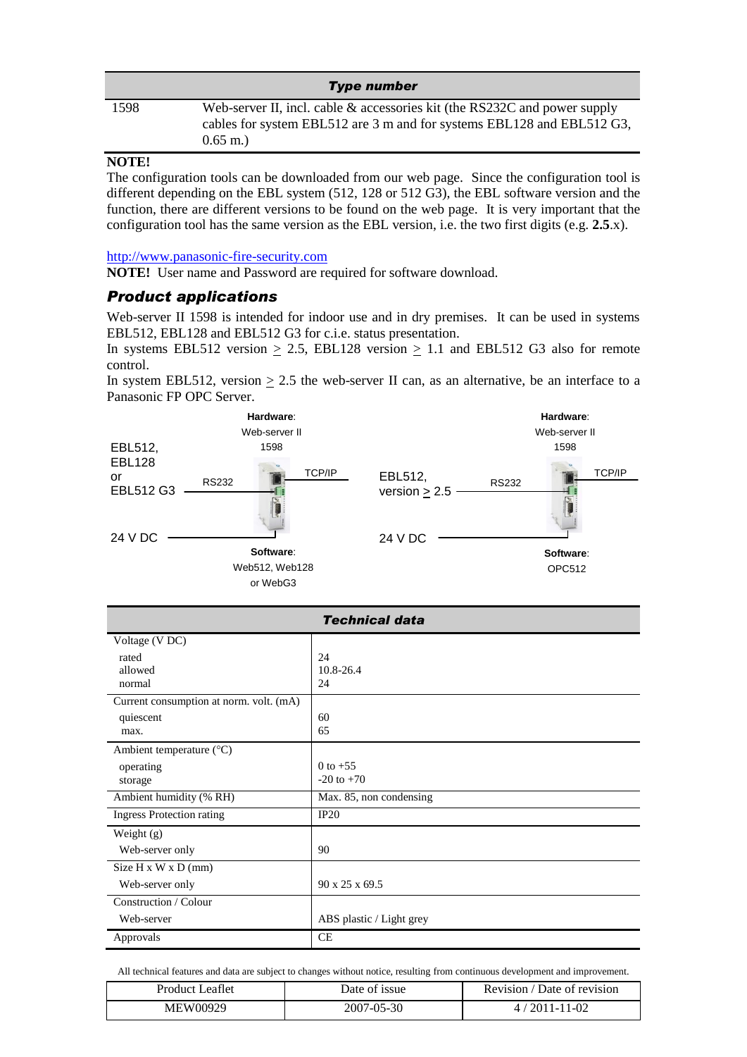| Type number | |
|---|---|
| 1598 | Web-server II, incl. cable & accessories kit (the RS232C and power supply cables for system EBL512 are 3 m and for systems EBL128 and EBL512 G3, 0.65 m.) |

**NOTE!**
The configuration tools can be downloaded from our web page. Since the configuration tool is different depending on the EBL system (512, 128 or 512 G3), the EBL software version and the function, there are different versions to be found on the web page. It is very important that the configuration tool has the same version as the EBL version, i.e. the two first digits (e.g. **2.5**.x).

http://www.panasonic-fire-security.com

**NOTE!** User name and Password are required for software download.

## Product applications

Web-server II 1598 is intended for indoor use and in dry premises. It can be used in systems EBL512, EBL128 and EBL512 G3 for c.i.e. status presentation.
In systems EBL512 version ≥ 2.5, EBL128 version ≥ 1.1 and EBL512 G3 also for remote control.
In system EBL512, version ≥ 2.5 the web-server II can, as an alternative, be an interface to a Panasonic FP OPC Server.

**Hardware**:
Web-server II
1598

EBL512,
EBL128
or
EBL512 G3

RS232

TCP/IP

24 V DC

**Software**:
Web512, Web128
or WebG3

**Hardware**:
Web-server II
1598

EBL512,
version ≥ 2.5

RS232

TCP/IP

24 V DC

**Software**:
OPC512

| Technical data | |
|---|---|
| Voltage (V DC) | |
| rated | 24 |
| allowed | 10.8-26.4 |
| normal | 24 |
| Current consumption at norm. volt. (mA) | |
| quiescent | 60 |
| max. | 65 |
| Ambient temperature (°C) | |
| operating | 0 to +55 |
| storage | -20 to +70 |
| Ambient humidity (% RH) | Max. 85, non condensing |
| Ingress Protection rating | IP20 |
| Weight (g) | |
| Web-server only | 90 |
| Size H x W x D (mm) | |
| Web-server only | 90 x 25 x 69.5 |
| Construction / Colour | |
| Web-server | ABS plastic / Light grey |
| Approvals | CE |

All technical features and data are subject to changes without notice, resulting from continuous development and improvement.

| Product Leaflet | Date of issue | Revision / Date of revision |
|---|---|---|
| MEW00929 | 2007-05-30 | 4 / 2011-11-02 |